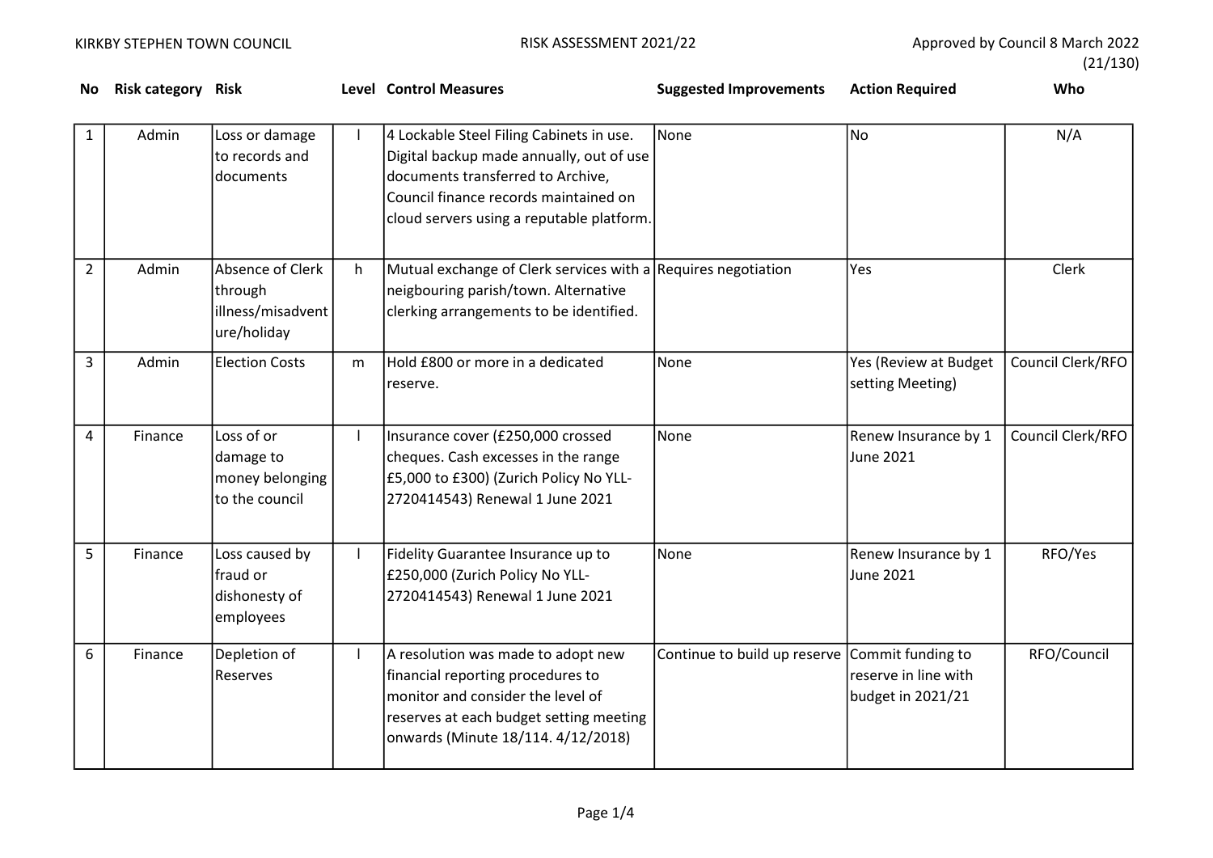KIRKBY STEPHEN TOWN COUNCIL

RISK ASSESSMENT 2021/22

Approved by Council 8 March 2022 (21/130)

| No | Risk category | Risk | Level | Control Measures | Suggested Improvements | Action Required | Who |
|---|---|---|---|---|---|---|---|
| 1 | Admin | Loss or damage to records and documents | l | 4 Lockable Steel Filing Cabinets in use. Digital backup made annually, out of use documents transferred to Archive, Council finance records maintained on cloud servers using a reputable platform. | None | No | N/A |
| 2 | Admin | Absence of Clerk through illness/misadventure/holiday | h | Mutual exchange of Clerk services with a neigbouring parish/town. Alternative clerking arrangements to be identified. | Requires negotiation | Yes | Clerk |
| 3 | Admin | Election Costs | m | Hold £800 or more in a dedicated reserve. | None | Yes (Review at Budget setting Meeting) | Council Clerk/RFO |
| 4 | Finance | Loss of or damage to money belonging to the council | l | Insurance cover (£250,000 crossed cheques. Cash excesses in the range £5,000 to £300) (Zurich Policy No YLL-2720414543) Renewal 1 June 2021 | None | Renew Insurance by 1 June 2021 | Council Clerk/RFO |
| 5 | Finance | Loss caused by fraud or dishonesty of employees | l | Fidelity Guarantee Insurance up to £250,000 (Zurich Policy No YLL-2720414543) Renewal 1 June 2021 | None | Renew Insurance by 1 June 2021 | RFO/Yes |
| 6 | Finance | Depletion of Reserves | l | A resolution was made to adopt new financial reporting procedures to monitor and consider the level of reserves at each budget setting meeting onwards (Minute 18/114. 4/12/2018) | Continue to build up reserve | Commit funding to reserve in line with budget in 2021/21 | RFO/Council |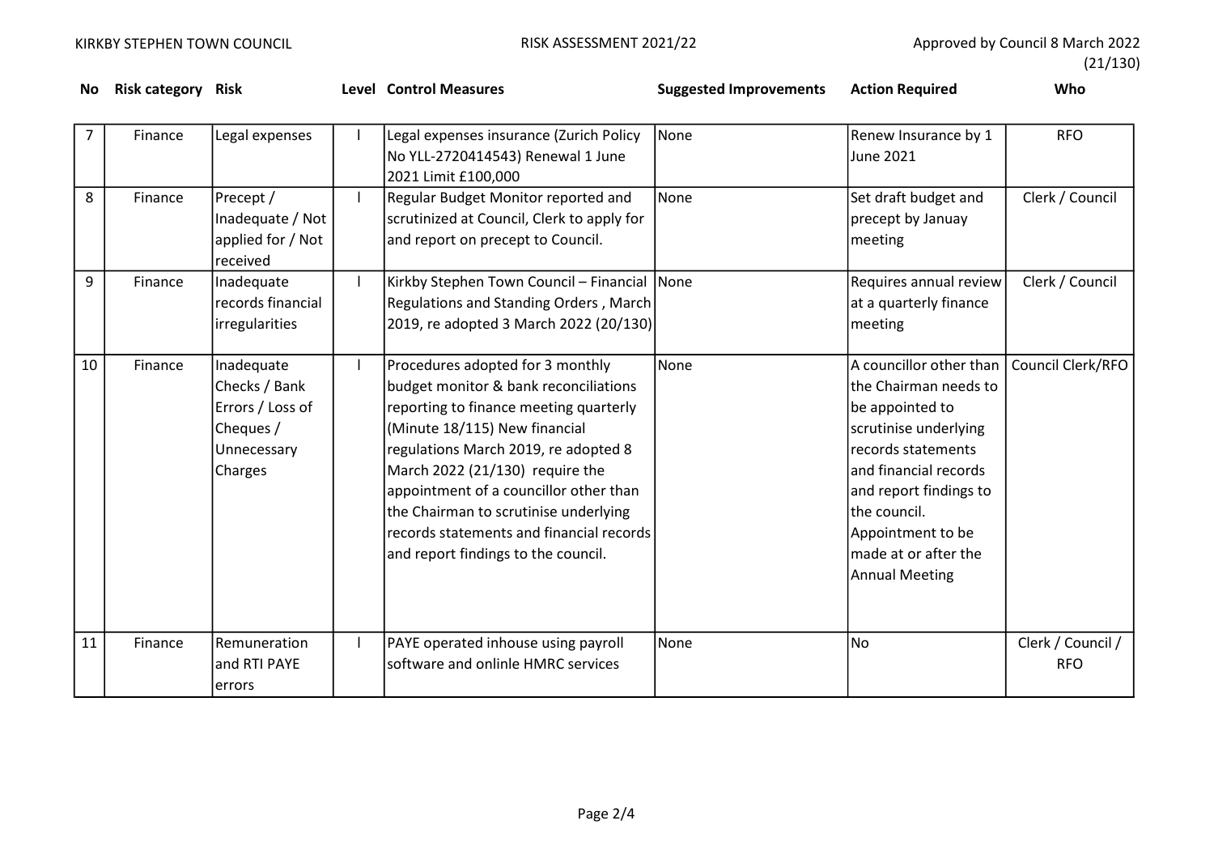| No | Risk category | Risk | Level | Control Measures | Suggested Improvements | Action Required | Who |
|---|---|---|---|---|---|---|---|
| 7 | Finance | Legal expenses | l | Legal expenses insurance (Zurich Policy No YLL-2720414543) Renewal 1 June 2021 Limit £100,000 | None | Renew Insurance by 1 June 2021 | RFO |
| 8 | Finance | Precept / Inadequate / Not applied for / Not received | l | Regular Budget Monitor reported and scrutinized at Council, Clerk to apply for and report on precept to Council. | None | Set draft budget and precept by Januay meeting | Clerk / Council |
| 9 | Finance | Inadequate records financial irregularities | l | Kirkby Stephen Town Council – Financial Regulations and Standing Orders , March 2019, re adopted 3 March 2022 (20/130) | None | Requires annual review at a quarterly finance meeting | Clerk / Council |
| 10 | Finance | Inadequate Checks / Bank Errors / Loss of Cheques / Unnecessary Charges | l | Procedures adopted for 3 monthly budget monitor & bank reconciliations reporting to finance meeting quarterly (Minute 18/115) New financial regulations March 2019, re adopted 8 March 2022 (21/130) require the appointment of a councillor other than the Chairman to scrutinise underlying records statements and financial records and report findings to the council. | None | A councillor other than the Chairman needs to be appointed to scrutinise underlying records statements and financial records and report findings to the council. Appointment to be made at or after the Annual Meeting | Council Clerk/RFO |
| 11 | Finance | Remuneration and RTI PAYE errors | l | PAYE operated inhouse using payroll software and onlinle HMRC services | None | No | Clerk / Council / RFO |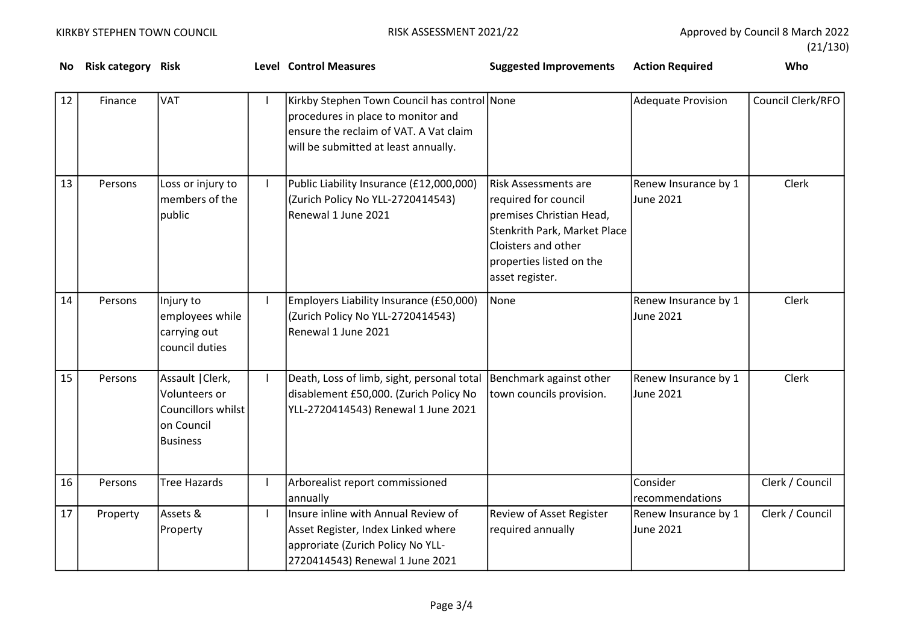| No | Risk category | Risk | Level | Control Measures | Suggested Improvements | Action Required | Who |
|---|---|---|---|---|---|---|---|
| 12 | Finance | VAT | l | Kirkby Stephen Town Council has control procedures in place to monitor and ensure the reclaim of VAT. A Vat claim will be submitted at least annually. | None | Adequate Provision | Council Clerk/RFO |
| 13 | Persons | Loss or injury to members of the public | l | Public Liability Insurance (£12,000,000) (Zurich Policy No YLL-2720414543) Renewal 1 June 2021 | Risk Assessments are required for council premises Christian Head, Stenkrith Park, Market Place Cloisters and other properties listed on the asset register. | Renew Insurance by 1 June 2021 | Clerk |
| 14 | Persons | Injury to employees while carrying out council duties | l | Employers Liability Insurance (£50,000) (Zurich Policy No YLL-2720414543) Renewal 1 June 2021 | None | Renew Insurance by 1 June 2021 | Clerk |
| 15 | Persons | Assault \|Clerk, Volunteers or Councillors whilst on Council Business | l | Death, Loss of limb, sight, personal total disablement £50,000. (Zurich Policy No YLL-2720414543) Renewal 1 June 2021 | Benchmark against other town councils provision. | Renew Insurance by 1 June 2021 | Clerk |
| 16 | Persons | Tree Hazards | l | Arborealist report commissioned annually | | Consider recommendations | Clerk / Council |
| 17 | Property | Assets & Property | l | Insure inline with Annual Review of Asset Register, Index Linked where approriate (Zurich Policy No YLL-2720414543) Renewal 1 June 2021 | Review of Asset Register required annually | Renew Insurance by 1 June 2021 | Clerk / Council |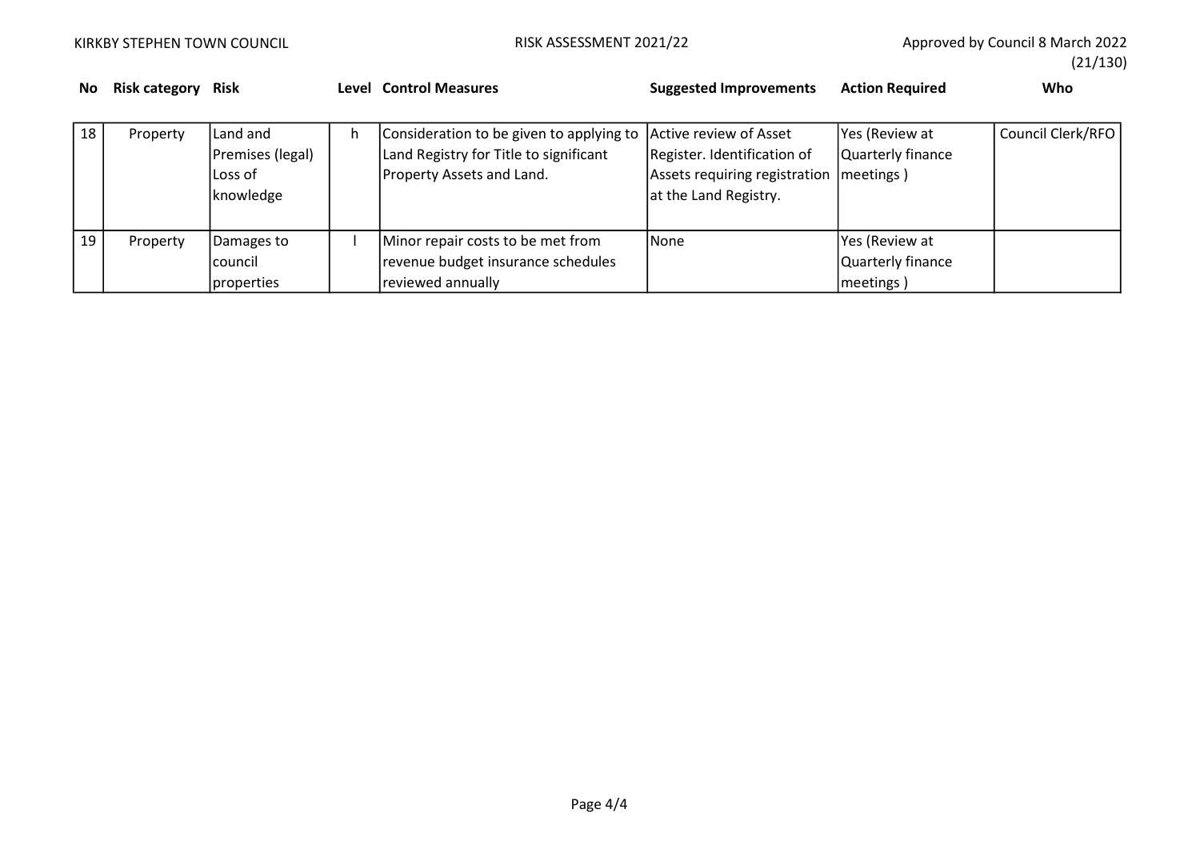| No | Risk category | Risk | Level | Control Measures | Suggested Improvements | Action Required | Who |
|---|---|---|---|---|---|---|---|
| 18 | Property | Land and Premises (legal) Loss of knowledge | h | Consideration to be given to applying to Land Registry for Title to significant Property Assets and Land. | Active review of Asset Register. Identification of Assets requiring registration at the Land Registry. | Yes (Review at Quarterly finance meetings ) | Council Clerk/RFO |
| 19 | Property | Damages to council properties | l | Minor repair costs to be met from revenue budget insurance schedules reviewed annually | None | Yes (Review at Quarterly finance meetings ) | |